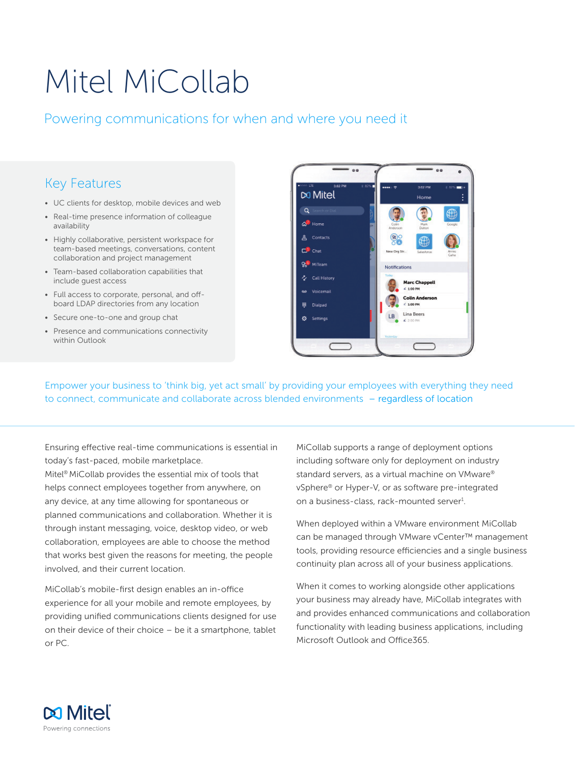# Mitel MiCollab

## Powering communications for when and where you need it

### Key Features

- UC clients for desktop, mobile devices and web
- Real-time presence information of colleague availability
- Highly collaborative, persistent workspace for team-based meetings, conversations, content collaboration and project management
- Team-based collaboration capabilities that include guest access
- Full access to corporate, personal, and off-board LDAP directories from any location
- Secure one-to-one and group chat
- Presence and communications connectivity within Outlook

Empower your business to 'think big, yet act small' by providing your employees with everything they need to connect, communicate and collaborate across blended environments – regardless of location

Ensuring effective real-time communications is essential in today's fast-paced, mobile marketplace. Mitel® MiCollab provides the essential mix of tools that helps connect employees together from anywhere, on any device, at any time allowing for spontaneous or planned communications and collaboration. Whether it is through instant messaging, voice, desktop video, or web collaboration, employees are able to choose the method that works best given the reasons for meeting, the people involved, and their current location.

MiCollab's mobile-first design enables an in-office experience for all your mobile and remote employees, by providing unified communications clients designed for use on their device of their choice – be it a smartphone, tablet or PC.

MiCollab supports a range of deployment options including software only for deployment on industry standard servers, as a virtual machine on VMware® vSphere® or Hyper-V, or as software pre-integrated on a business-class, rack-mounted server[1].

When deployed within a VMware environment MiCollab can be managed through VMware vCenter™ management tools, providing resource efficiencies and a single business continuity plan across all of your business applications.

When it comes to working alongside other applications your business may already have, MiCollab integrates with and provides enhanced communications and collaboration functionality with leading business applications, including Microsoft Outlook and Office365.

Mitel
Powering connections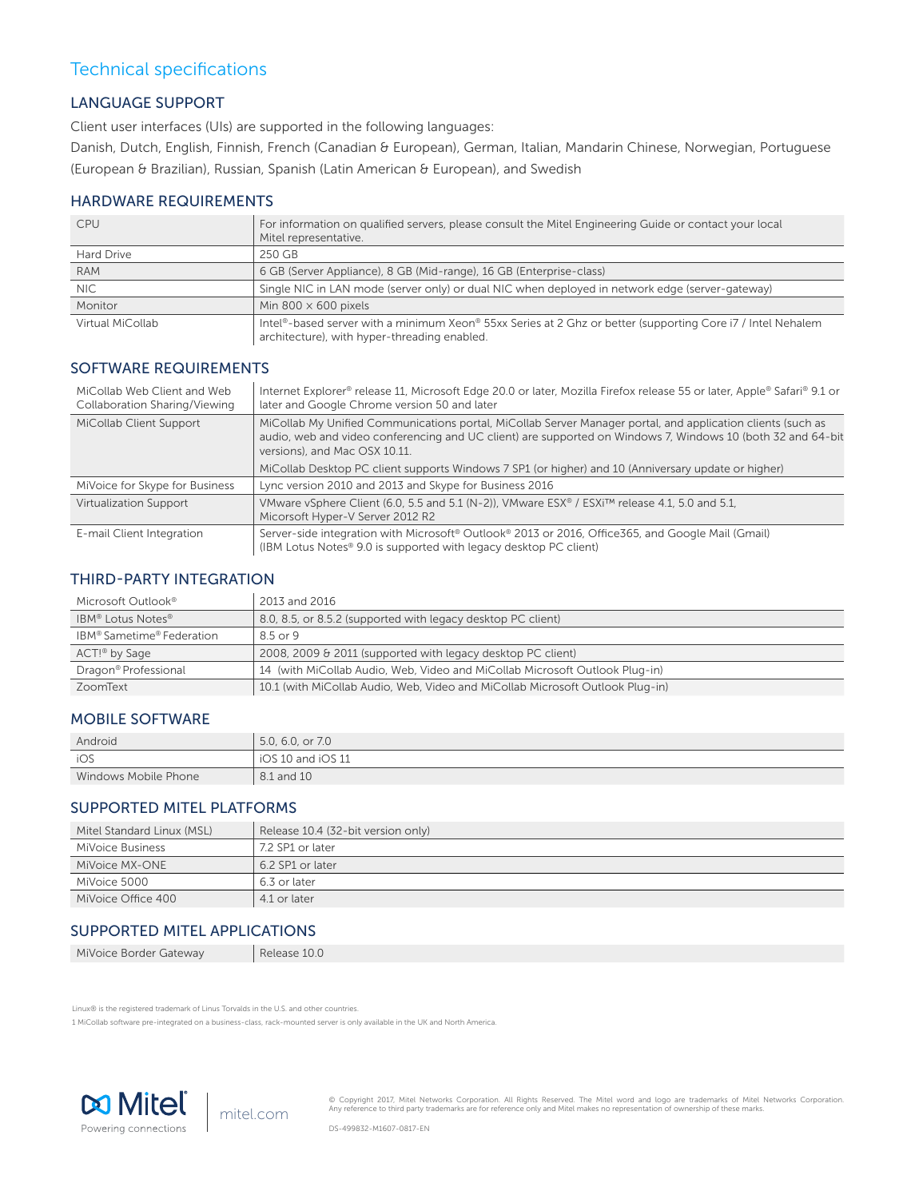# Technical specifications

## LANGUAGE SUPPORT

Client user interfaces (UIs) are supported in the following languages:

Danish, Dutch, English, Finnish, French (Canadian & European), German, Italian, Mandarin Chinese, Norwegian, Portuguese (European & Brazilian), Russian, Spanish (Latin American & European), and Swedish

## HARDWARE REQUIREMENTS

| | |
|---|---|
| CPU | For information on qualified servers, please consult the Mitel Engineering Guide or contact your local Mitel representative. |
| Hard Drive | 250 GB |
| RAM | 6 GB (Server Appliance), 8 GB (Mid-range), 16 GB (Enterprise-class) |
| NIC | Single NIC in LAN mode (server only) or dual NIC when deployed in network edge (server-gateway) |
| Monitor | Min 800 × 600 pixels |
| Virtual MiCollab | Intel®-based server with a minimum Xeon® 55xx Series at 2 Ghz or better (supporting Core i7 / Intel Nehalem architecture), with hyper-threading enabled. |

## SOFTWARE REQUIREMENTS

| | |
|---|---|
| MiCollab Web Client and Web Collaboration Sharing/Viewing | Internet Explorer® release 11, Microsoft Edge 20.0 or later, Mozilla Firefox release 55 or later, Apple® Safari® 9.1 or later and Google Chrome version 50 and later |
| MiCollab Client Support | MiCollab My Unified Communications portal, MiCollab Server Manager portal, and application clients (such as audio, web and video conferencing and UC client) are supported on Windows 7, Windows 10 (both 32 and 64-bit versions), and Mac OSX 10.11.<br>MiCollab Desktop PC client supports Windows 7 SP1 (or higher) and 10 (Anniversary update or higher) |
| MiVoice for Skype for Business | Lync version 2010 and 2013 and Skype for Business 2016 |
| Virtualization Support | VMware vSphere Client (6.0, 5.5 and 5.1 (N-2)), VMware ESX® / ESXi™ release 4.1, 5.0 and 5.1, Micorsoft Hyper-V Server 2012 R2 |
| E-mail Client Integration | Server-side integration with Microsoft® Outlook® 2013 or 2016, Office365, and Google Mail (Gmail) (IBM Lotus Notes® 9.0 is supported with legacy desktop PC client) |

## THIRD-PARTY INTEGRATION

| | |
|---|---|
| Microsoft Outlook® | 2013 and 2016 |
| IBM® Lotus Notes® | 8.0, 8.5, or 8.5.2 (supported with legacy desktop PC client) |
| IBM® Sametime® Federation | 8.5 or 9 |
| ACT!® by Sage | 2008, 2009 & 2011 (supported with legacy desktop PC client) |
| Dragon® Professional | 14 (with MiCollab Audio, Web, Video and MiCollab Microsoft Outlook Plug-in) |
| ZoomText | 10.1 (with MiCollab Audio, Web, Video and MiCollab Microsoft Outlook Plug-in) |

## MOBILE SOFTWARE

| | |
|---|---|
| Android | 5.0, 6.0, or 7.0 |
| iOS | iOS 10 and iOS 11 |
| Windows Mobile Phone | 8.1 and 10 |

## SUPPORTED MITEL PLATFORMS

| | |
|---|---|
| Mitel Standard Linux (MSL) | Release 10.4 (32-bit version only) |
| MiVoice Business | 7.2 SP1 or later |
| MiVoice MX-ONE | 6.2 SP1 or later |
| MiVoice 5000 | 6.3 or later |
| MiVoice Office 400 | 4.1 or later |

## SUPPORTED MITEL APPLICATIONS

| | |
|---|---|
| MiVoice Border Gateway | Release 10.0 |

Linux® is the registered trademark of Linus Torvalds in the U.S. and other countries.

1 MiCollab software pre-integrated on a business-class, rack-mounted server is only available in the UK and North America.

Mitel Powering connections | mitel.com

© Copyright 2017, Mitel Networks Corporation. All Rights Reserved. The Mitel word and logo are trademarks of Mitel Networks Corporation. Any reference to third party trademarks are for reference only and Mitel makes no representation of ownership of these marks.

DS-499832-M1607-0817-EN